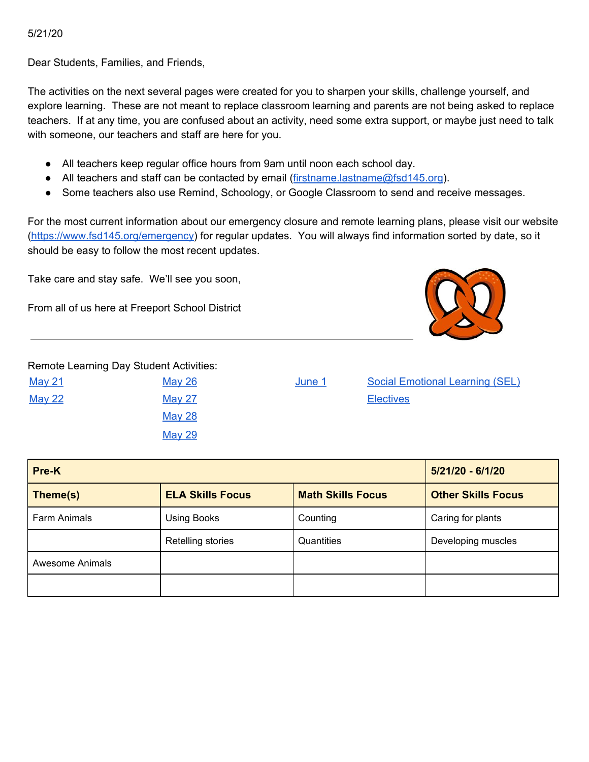5/21/20

Dear Students, Families, and Friends,

The activities on the next several pages were created for you to sharpen your skills, challenge yourself, and explore learning. These are not meant to replace classroom learning and parents are not being asked to replace teachers. If at any time, you are confused about an activity, need some extra support, or maybe just need to talk with someone, our teachers and staff are here for you.

- All teachers keep regular office hours from 9am until noon each school day.
- All teachers and staff can be contacted by email (firstname.lastname@fsd145.org).
- Some teachers also use Remind, Schoology, or Google Classroom to send and receive messages.

For the most current information about our emergency closure and remote learning plans, please visit our website (https://www.fsd145.org/emergency) for regular updates. You will always find information sorted by date, so it should be easy to follow the most recent updates.

Take care and stay safe. We'll see you soon,

From all of us here at Freeport School District

---

Remote Learning Day Student Activities:

| | | | |
|---|---|---|---|
| May 21 | May 26 | June 1 | Social Emotional Learning (SEL) |
| May 22 | May 27 | | Electives |
| | May 28 | | |
| | May 29 | | |

| Pre-K | | | 5/21/20 - 6/1/20 |
|---|---|---|---|
| **Theme(s)** | **ELA Skills Focus** | **Math Skills Focus** | **Other Skills Focus** |
| Farm Animals | Using Books | Counting | Caring for plants |
| | Retelling stories | Quantities | Developing muscles |
| Awesome Animals | | | |
| | | | |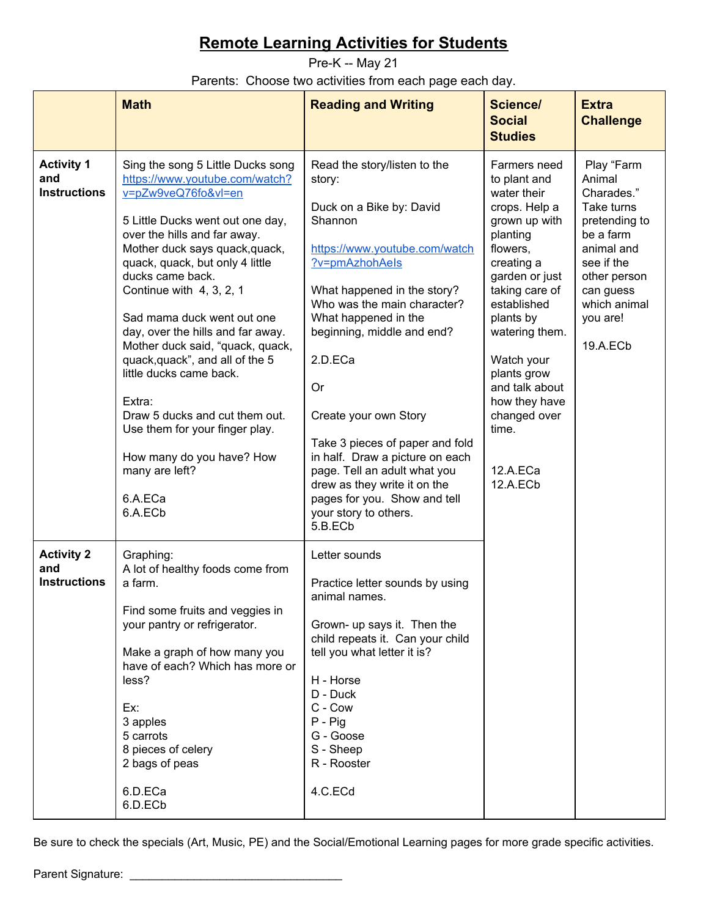# Remote Learning Activities for Students

Pre-K -- May 21

Parents: Choose two activities from each page each day.

| | Math | Reading and Writing | Science/ Social Studies | Extra Challenge |
|---|---|---|---|---|
| **Activity 1 and Instructions** | Sing the song 5 Little Ducks song https://www.youtube.com/watch?v=pZw9veQ76fo&vl=en<br><br>5 Little Ducks went out one day, over the hills and far away. Mother duck says quack,quack, quack, quack, but only 4 little ducks came back.<br>Continue with 4, 3, 2, 1<br><br>Sad mama duck went out one day, over the hills and far away. Mother duck said, "quack, quack, quack,quack", and all of the 5 little ducks came back.<br><br>Extra:<br>Draw 5 ducks and cut them out. Use them for your finger play.<br><br>How many do you have? How many are left?<br><br>6.A.ECa<br>6.A.ECb | Read the story/listen to the story:<br><br>Duck on a Bike by: David Shannon<br><br>https://www.youtube.com/watch?v=pmAzhohAeIs<br><br>What happened in the story? Who was the main character? What happened in the beginning, middle and end?<br><br>2.D.ECa<br><br>Or<br><br>Create your own Story<br><br>Take 3 pieces of paper and fold in half. Draw a picture on each page. Tell an adult what you drew as they write it on the pages for you. Show and tell your story to others.<br>5.B.ECb | Farmers need to plant and water their crops. Help a grown up with planting flowers, creating a garden or just taking care of established plants by watering them.<br><br>Watch your plants grow and talk about how they have changed over time.<br><br>12.A.ECa<br>12.A.ECb | Play "Farm Animal Charades." Take turns pretending to be a farm animal and see if the other person can guess which animal you are!<br><br>19.A.ECb |
| **Activity 2 and Instructions** | Graphing:<br>A lot of healthy foods come from a farm.<br><br>Find some fruits and veggies in your pantry or refrigerator.<br><br>Make a graph of how many you have of each? Which has more or less?<br><br>Ex:<br>3 apples<br>5 carrots<br>8 pieces of celery<br>2 bags of peas<br><br>6.D.ECa<br>6.D.ECb | Letter sounds<br><br>Practice letter sounds by using animal names.<br><br>Grown- up says it. Then the child repeats it. Can your child tell you what letter it is?<br><br>H - Horse<br>D - Duck<br>C - Cow<br>P - Pig<br>G - Goose<br>S - Sheep<br>R - Rooster<br><br>4.C.ECd | | |

Be sure to check the specials (Art, Music, PE) and the Social/Emotional Learning pages for more grade specific activities.

Parent Signature: ________________________________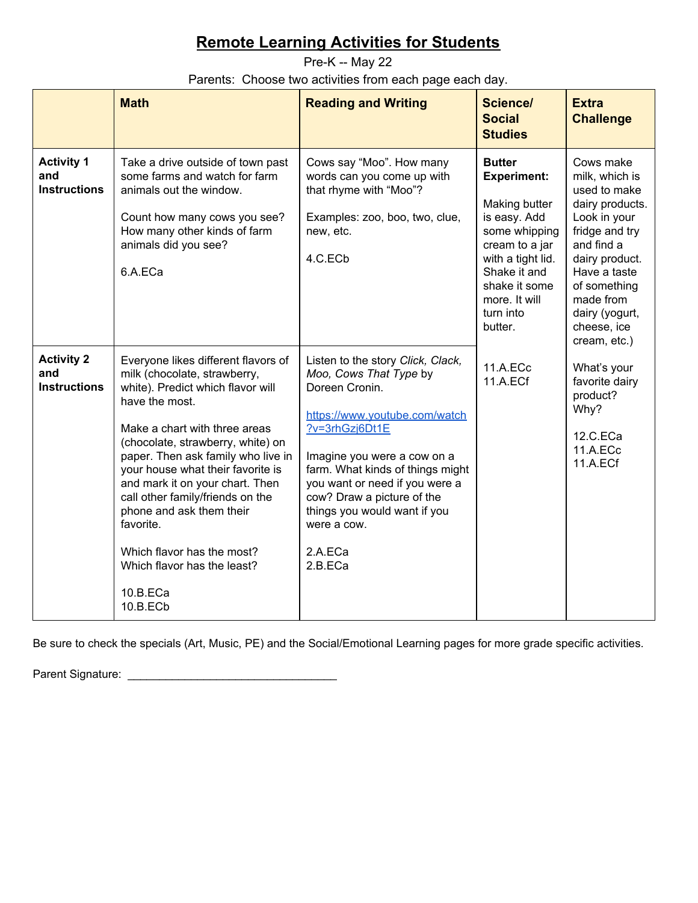# Remote Learning Activities for Students

Pre-K -- May 22

Parents: Choose two activities from each page each day.

| | **Math** | **Reading and Writing** | **Science/ Social Studies** | **Extra Challenge** |
|---|---|---|---|---|
| **Activity 1 and Instructions** | Take a drive outside of town past some farms and watch for farm animals out the window.<br><br>Count how many cows you see? How many other kinds of farm animals did you see?<br><br>6.A.ECa | Cows say "Moo". How many words can you come up with that rhyme with "Moo"?<br><br>Examples: zoo, boo, two, clue, new, etc.<br><br>4.C.ECb | **Butter Experiment:**<br><br>Making butter is easy. Add some whipping cream to a jar with a tight lid. Shake it and shake it some more. It will turn into butter.<br><br>11.A.ECc<br>11.A.ECf | Cows make milk, which is used to make dairy products. Look in your fridge and try and find a dairy product. Have a taste of something made from dairy (yogurt, cheese, ice cream, etc.)<br><br>What's your favorite dairy product? Why?<br><br>12.C.ECa<br>11.A.ECc<br>11.A.ECf |
| **Activity 2 and Instructions** | Everyone likes different flavors of milk (chocolate, strawberry, white). Predict which flavor will have the most.<br><br>Make a chart with three areas (chocolate, strawberry, white) on paper. Then ask family who live in your house what their favorite is and mark it on your chart. Then call other family/friends on the phone and ask them their favorite.<br><br>Which flavor has the most? Which flavor has the least?<br><br>10.B.ECa<br>10.B.ECb | Listen to the story *Click, Clack, Moo, Cows That Type* by Doreen Cronin.<br><br>https://www.youtube.com/watch?v=3rhGzj6Dt1E<br><br>Imagine you were a cow on a farm. What kinds of things might you want or need if you were a cow? Draw a picture of the things you would want if you were a cow.<br><br>2.A.ECa<br>2.B.ECa | | |

Be sure to check the specials (Art, Music, PE) and the Social/Emotional Learning pages for more grade specific activities.

Parent Signature: ________________________________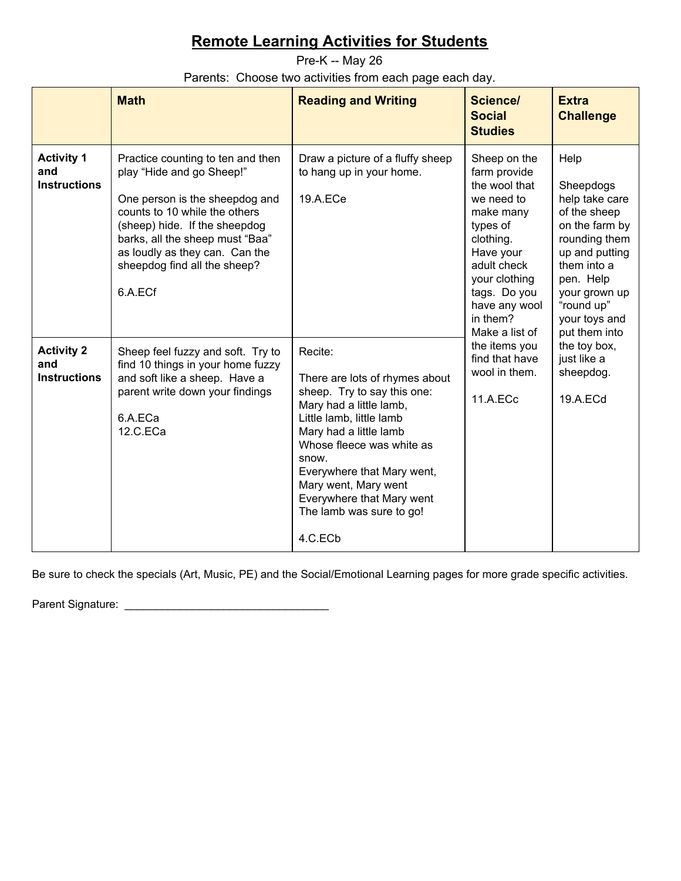# Remote Learning Activities for Students

Pre-K -- May 26

Parents: Choose two activities from each page each day.

| | Math | Reading and Writing | Science/ Social Studies | Extra Challenge |
|---|---|---|---|---|
| **Activity 1 and Instructions** | Practice counting to ten and then play "Hide and go Sheep!"<br><br>One person is the sheepdog and counts to 10 while the others (sheep) hide. If the sheepdog barks, all the sheep must "Baa" as loudly as they can. Can the sheepdog find all the sheep?<br><br>6.A.ECf | Draw a picture of a fluffy sheep to hang up in your home.<br><br>19.A.ECe | Sheep on the farm provide the wool that we need to make many types of clothing. Have your adult check your clothing tags. Do you have any wool in them? Make a list of the items you find that have wool in them.<br><br>11.A.ECc | Help<br><br>Sheepdogs help take care of the sheep on the farm by rounding them up and putting them into a pen. Help your grown up "round up" your toys and put them into the toy box, just like a sheepdog.<br><br>19.A.ECd |
| **Activity 2 and Instructions** | Sheep feel fuzzy and soft. Try to find 10 things in your home fuzzy and soft like a sheep. Have a parent write down your findings<br><br>6.A.ECa<br>12.C.ECa | Recite:<br><br>There are lots of rhymes about sheep. Try to say this one:<br>Mary had a little lamb,<br>Little lamb, little lamb<br>Mary had a little lamb<br>Whose fleece was white as snow.<br>Everywhere that Mary went,<br>Mary went, Mary went<br>Everywhere that Mary went<br>The lamb was sure to go!<br><br>4.C.ECb | | |

Be sure to check the specials (Art, Music, PE) and the Social/Emotional Learning pages for more grade specific activities.

Parent Signature: \_\_\_\_\_\_\_\_\_\_\_\_\_\_\_\_\_\_\_\_\_\_\_\_\_\_\_\_\_\_\_\_\_\_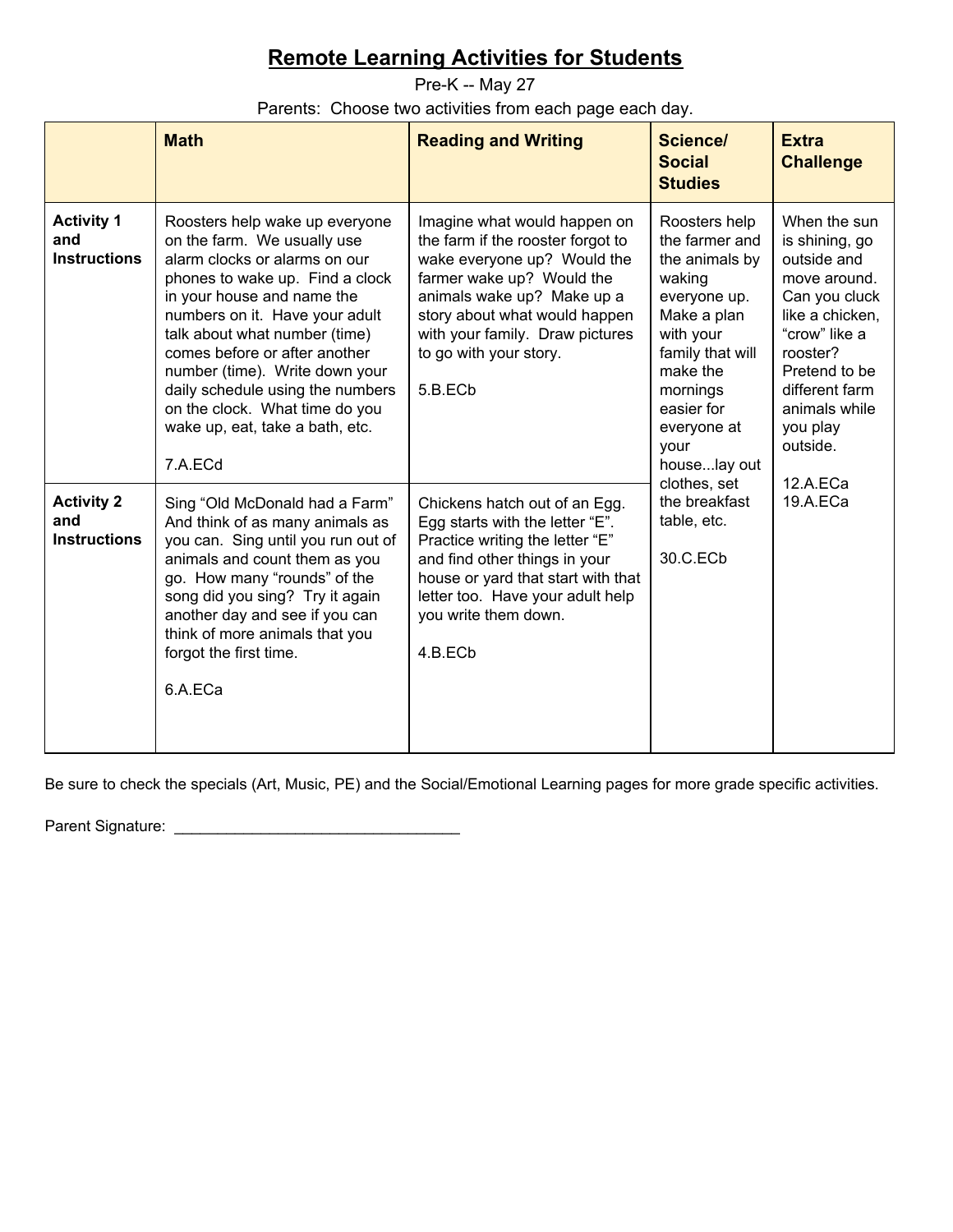# Remote Learning Activities for Students

Pre-K -- May 27

Parents: Choose two activities from each page each day.

| | **Math** | **Reading and Writing** | **Science/ Social Studies** | **Extra Challenge** |
|---|---|---|---|---|
| **Activity 1 and Instructions** | Roosters help wake up everyone on the farm. We usually use alarm clocks or alarms on our phones to wake up. Find a clock in your house and name the numbers on it. Have your adult talk about what number (time) comes before or after another number (time). Write down your daily schedule using the numbers on the clock. What time do you wake up, eat, take a bath, etc. <br><br> 7.A.ECd | Imagine what would happen on the farm if the rooster forgot to wake everyone up? Would the farmer wake up? Would the animals wake up? Make up a story about what would happen with your family. Draw pictures to go with your story. <br><br> 5.B.ECb | Roosters help the farmer and the animals by waking everyone up. Make a plan with your family that will make the mornings easier for everyone at your house...lay out clothes, set the breakfast table, etc. <br><br> 30.C.ECb | When the sun is shining, go outside and move around. Can you cluck like a chicken, "crow" like a rooster? Pretend to be different farm animals while you play outside. <br><br> 12.A.ECa <br> 19.A.ECa |
| **Activity 2 and Instructions** | Sing "Old McDonald had a Farm" And think of as many animals as you can. Sing until you run out of animals and count them as you go. How many "rounds" of the song did you sing? Try it again another day and see if you can think of more animals that you forgot the first time. <br><br> 6.A.ECa | Chickens hatch out of an Egg. Egg starts with the letter "E". Practice writing the letter "E" and find other things in your house or yard that start with that letter too. Have your adult help you write them down. <br><br> 4.B.ECb | | |

Be sure to check the specials (Art, Music, PE) and the Social/Emotional Learning pages for more grade specific activities.

Parent Signature: _________________________________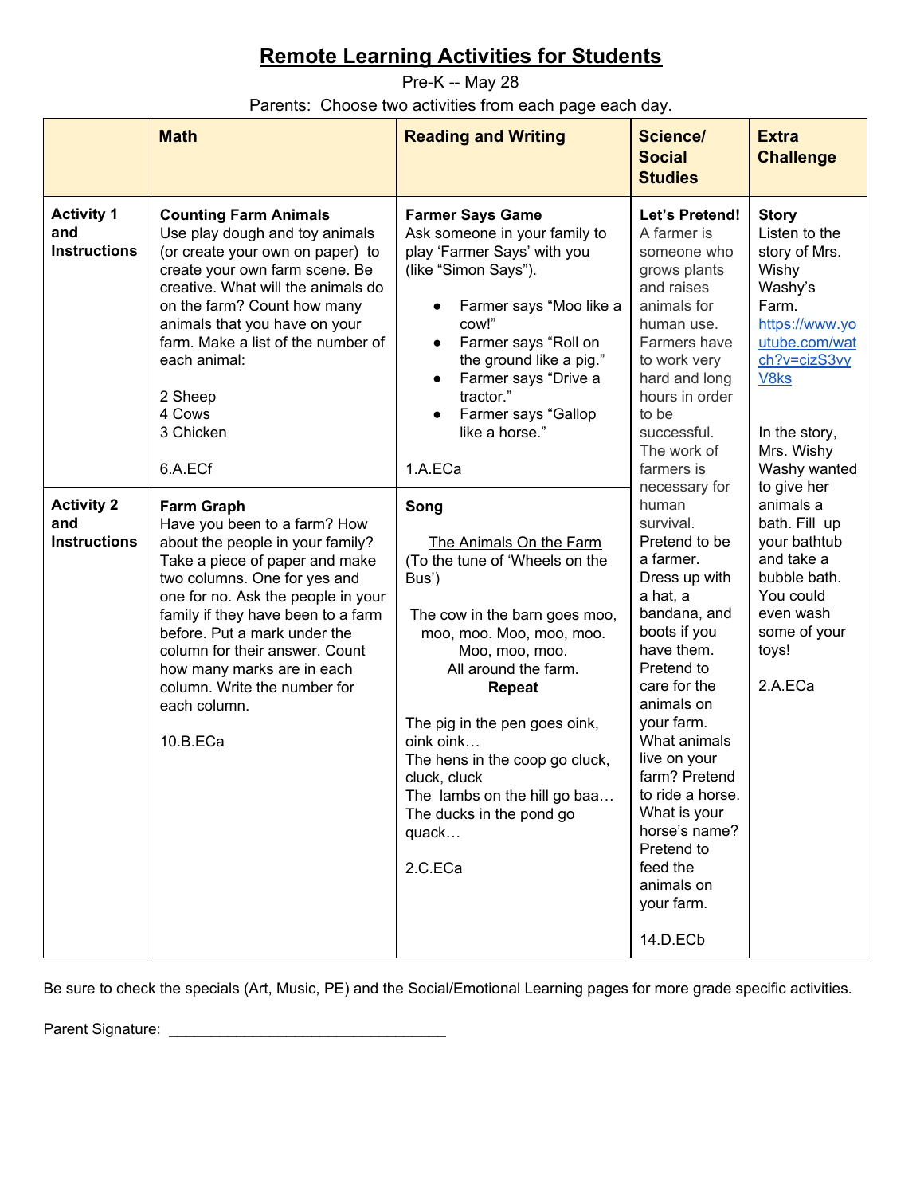# Remote Learning Activities for Students

Pre-K -- May 28

Parents: Choose two activities from each page each day.

| | Math | Reading and Writing | Science/ Social Studies | Extra Challenge |
|---|---|---|---|---|
| **Activity 1 and Instructions** | **Counting Farm Animals** Use play dough and toy animals (or create your own on paper) to create your own farm scene. Be creative. What will the animals do on the farm? Count how many animals that you have on your farm. Make a list of the number of each animal:<br><br>2 Sheep<br>4 Cows<br>3 Chicken<br><br>6.A.ECf | **Farmer Says Game** Ask someone in your family to play 'Farmer Says' with you (like "Simon Says").<br><br>• Farmer says "Moo like a cow!"<br>• Farmer says "Roll on the ground like a pig."<br>• Farmer says "Drive a tractor."<br>• Farmer says "Gallop like a horse."<br><br>1.A.ECa | **Let's Pretend!** A farmer is someone who grows plants and raises animals for human use. Farmers have to work very hard and long hours in order to be successful. The work of farmers is necessary for human survival. Pretend to be a farmer. Dress up with a hat, a bandana, and boots if you have them. Pretend to care for the animals on your farm. What animals live on your farm? Pretend to ride a horse. What is your horse's name? Pretend to feed the animals on your farm.<br><br>14.D.ECb | **Story** Listen to the story of Mrs. Wishy Washy's Farm. https://www.youtube.com/watch?v=cizS3vyV8ks<br><br>In the story, Mrs. Wishy Washy wanted to give her animals a bath. Fill up your bathtub and take a bubble bath. You could even wash some of your toys!<br><br>2.A.ECa |
| **Activity 2 and Instructions** | **Farm Graph** Have you been to a farm? How about the people in your family? Take a piece of paper and make two columns. One for yes and one for no. Ask the people in your family if they have been to a farm before. Put a mark under the column for their answer. Count how many marks are in each column. Write the number for each column.<br><br>10.B.ECa | **Song**<br><br>The Animals On the Farm<br>(To the tune of 'Wheels on the Bus')<br><br>The cow in the barn goes moo, moo, moo. Moo, moo, moo. Moo, moo, moo.<br>All around the farm.<br>**Repeat**<br><br>The pig in the pen goes oink, oink oink…<br>The hens in the coop go cluck, cluck, cluck<br>The lambs on the hill go baa…<br>The ducks in the pond go quack…<br><br>2.C.ECa | | |

Be sure to check the specials (Art, Music, PE) and the Social/Emotional Learning pages for more grade specific activities.

Parent Signature: ________________________________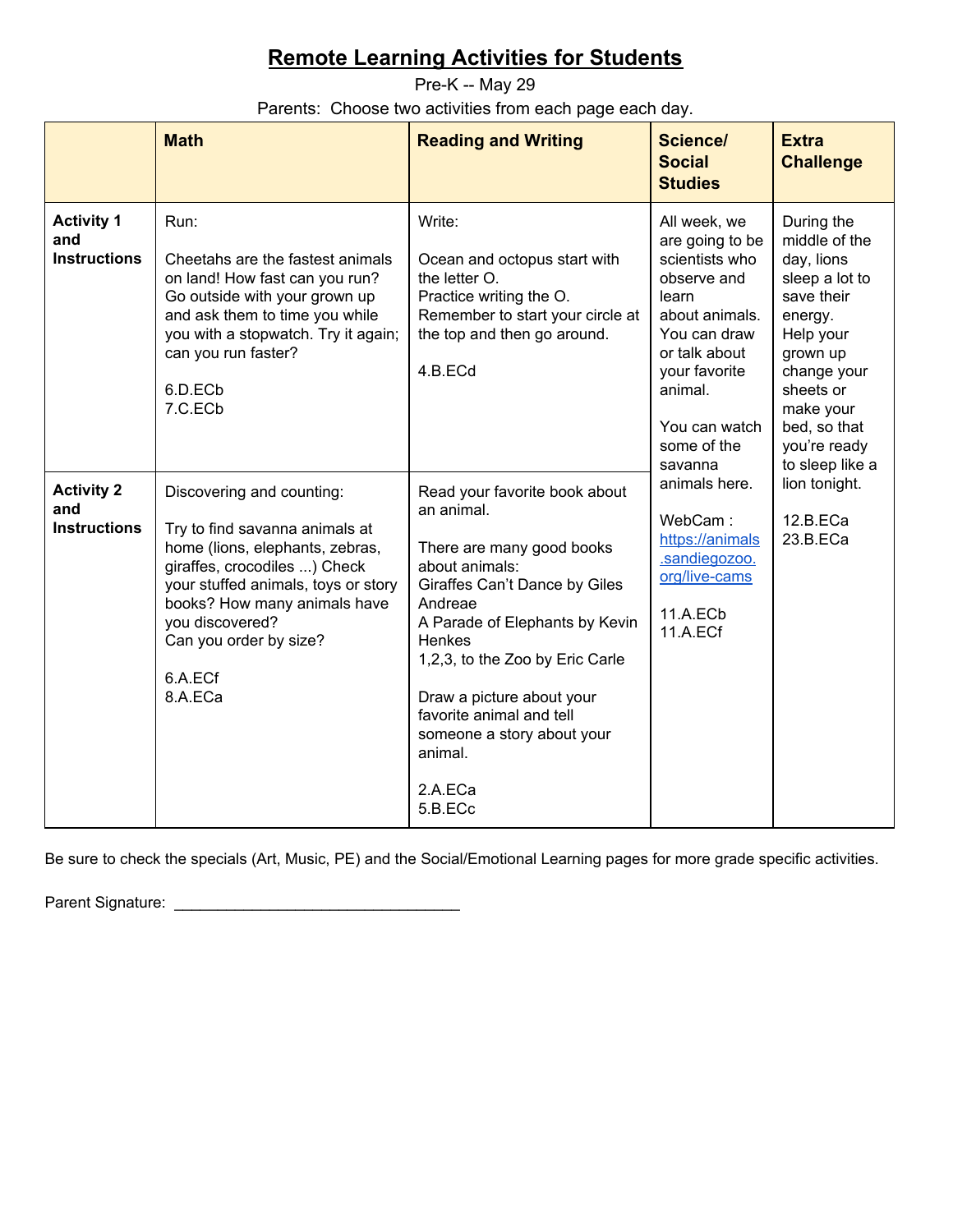# Remote Learning Activities for Students

Pre-K -- May 29

Parents: Choose two activities from each page each day.

| | Math | Reading and Writing | Science/ Social Studies | Extra Challenge |
|---|---|---|---|---|
| **Activity 1 and Instructions** | Run:<br><br>Cheetahs are the fastest animals on land! How fast can you run? Go outside with your grown up and ask them to time you while you with a stopwatch. Try it again; can you run faster?<br><br>6.D.ECb<br>7.C.ECb | Write:<br><br>Ocean and octopus start with the letter O.<br>Practice writing the O.<br>Remember to start your circle at the top and then go around.<br><br>4.B.ECd | All week, we are going to be scientists who observe and learn about animals. You can draw or talk about your favorite animal.<br><br>You can watch some of the savanna animals here.<br><br>WebCam : https://animals.sandiegozoo.org/live-cams<br><br>11.A.ECb<br>11.A.ECf | During the middle of the day, lions sleep a lot to save their energy. Help your grown up change your sheets or make your bed, so that you're ready to sleep like a lion tonight.<br><br>12.B.ECa<br>23.B.ECa |
| **Activity 2 and Instructions** | Discovering and counting:<br><br>Try to find savanna animals at home (lions, elephants, zebras, giraffes, crocodiles ...) Check your stuffed animals, toys or story books? How many animals have you discovered?<br>Can you order by size?<br><br>6.A.ECf<br>8.A.ECa | Read your favorite book about an animal.<br><br>There are many good books about animals:<br>Giraffes Can't Dance by Giles Andreae<br>A Parade of Elephants by Kevin Henkes<br>1,2,3, to the Zoo by Eric Carle<br><br>Draw a picture about your favorite animal and tell someone a story about your animal.<br><br>2.A.ECa<br>5.B.ECc | | |

Be sure to check the specials (Art, Music, PE) and the Social/Emotional Learning pages for more grade specific activities.

Parent Signature: ________________________________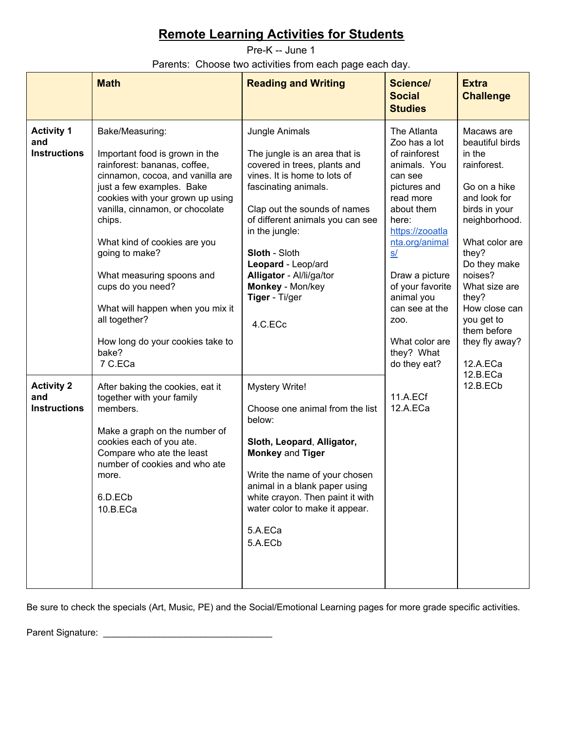# Remote Learning Activities for Students

Pre-K -- June 1

Parents: Choose two activities from each page each day.

| | **Math** | **Reading and Writing** | **Science/ Social Studies** | **Extra Challenge** |
|---|---|---|---|---|
| **Activity 1 and Instructions** | Bake/Measuring:<br><br>Important food is grown in the rainforest: bananas, coffee, cinnamon, cocoa, and vanilla are just a few examples. Bake cookies with your grown up using vanilla, cinnamon, or chocolate chips.<br><br>What kind of cookies are you going to make?<br><br>What measuring spoons and cups do you need?<br><br>What will happen when you mix it all together?<br><br>How long do your cookies take to bake?<br>7 C.ECa | Jungle Animals<br><br>The jungle is an area that is covered in trees, plants and vines. It is home to lots of fascinating animals.<br><br>Clap out the sounds of names of different animals you can see in the jungle:<br><br>**Sloth** - Sloth<br>**Leopard** - Leop/ard<br>**Alligator** - Al/li/ga/tor<br>**Monkey** - Mon/key<br>**Tiger** - Ti/ger<br><br>4.C.ECc | The Atlanta Zoo has a lot of rainforest animals. You can see pictures and read more about them here: https://zooatlanta.org/animals/<br><br>Draw a picture of your favorite animal you can see at the zoo.<br><br>What color are they? What do they eat?<br><br>11.A.ECf<br>12.A.ECa | Macaws are beautiful birds in the rainforest.<br><br>Go on a hike and look for birds in your neighborhood.<br><br>What color are they?<br>Do they make noises?<br>What size are they?<br>How close can you get to them before they fly away?<br><br>12.A.ECa<br>12.B.ECa<br>12.B.ECb |
| **Activity 2 and Instructions** | After baking the cookies, eat it together with your family members.<br><br>Make a graph on the number of cookies each of you ate. Compare who ate the least number of cookies and who ate more.<br><br>6.D.ECb<br>10.B.ECa | Mystery Write!<br><br>Choose one animal from the list below:<br><br>**Sloth, Leopard**, **Alligator, Monkey** and **Tiger**<br><br>Write the name of your chosen animal in a blank paper using white crayon. Then paint it with water color to make it appear.<br><br>5.A.ECa<br>5.A.ECb | | |

Be sure to check the specials (Art, Music, PE) and the Social/Emotional Learning pages for more grade specific activities.

Parent Signature: ________________________________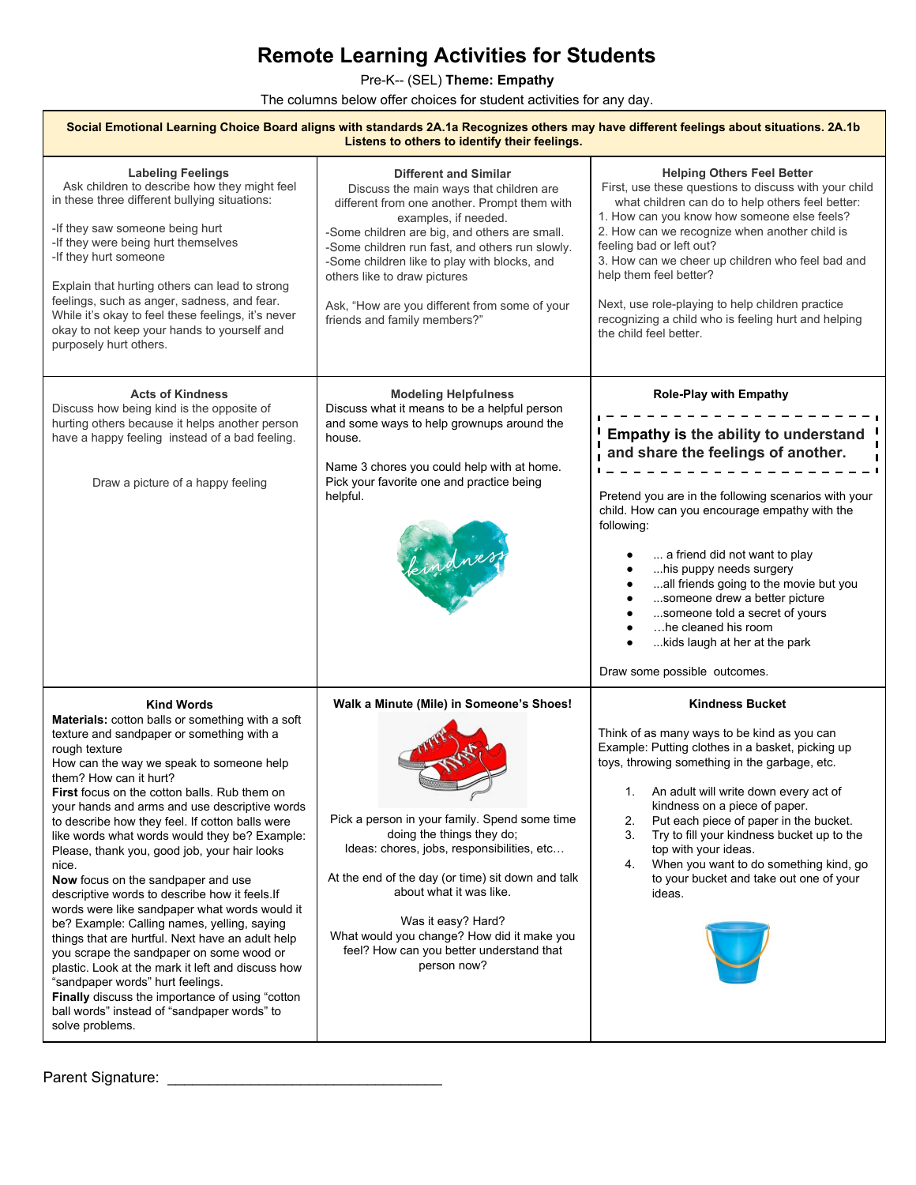# Remote Learning Activities for Students

Pre-K-- (SEL) **Theme: Empathy**

The columns below offer choices for student activities for any day.

**Social Emotional Learning Choice Board aligns with standards 2A.1a Recognizes others may have different feelings about situations. 2A.1b Listens to others to identify their feelings.**

| | | |
|---|---|---|
| **Labeling Feelings**<br>Ask children to describe how they might feel in these three different bullying situations:<br><br>-If they saw someone being hurt<br>-If they were being hurt themselves<br>-If they hurt someone<br><br>Explain that hurting others can lead to strong feelings, such as anger, sadness, and fear. While it's okay to feel these feelings, it's never okay to not keep your hands to yourself and purposely hurt others. | **Different and Similar**<br>Discuss the main ways that children are different from one another. Prompt them with examples, if needed.<br>-Some children are big, and others are small.<br>-Some children run fast, and others run slowly.<br>-Some children like to play with blocks, and others like to draw pictures<br><br>Ask, "How are you different from some of your friends and family members?" | **Helping Others Feel Better**<br>First, use these questions to discuss with your child what children can do to help others feel better:<br>1. How can you know how someone else feels?<br>2. How can we recognize when another child is feeling bad or left out?<br>3. How can we cheer up children who feel bad and help them feel better?<br><br>Next, use role-playing to help children practice recognizing a child who is feeling hurt and helping the child feel better. |
| **Acts of Kindness**<br>Discuss how being kind is the opposite of hurting others because it helps another person have a happy feeling instead of a bad feeling.<br><br>Draw a picture of a happy feeling | **Modeling Helpfulness**<br>Discuss what it means to be a helpful person and some ways to help grownups around the house.<br><br>Name 3 chores you could help with at home. Pick your favorite one and practice being helpful. | **Role-Play with Empathy**<br><br>**Empathy is the ability to understand and share the feelings of another.**<br><br>Pretend you are in the following scenarios with your child. How can you encourage empathy with the following:<br><br>• ... a friend did not want to play<br>• ...his puppy needs surgery<br>• ...all friends going to the movie but you<br>• ...someone drew a better picture<br>• ...someone told a secret of yours<br>• …he cleaned his room<br>• ...kids laugh at her at the park<br><br>Draw some possible outcomes. |
| **Kind Words**<br>**Materials:** cotton balls or something with a soft texture and sandpaper or something with a rough texture<br>How can the way we speak to someone help them? How can it hurt?<br>**First** focus on the cotton balls. Rub them on your hands and arms and use descriptive words to describe how they feel. If cotton balls were like words what words would they be? Example: Please, thank you, good job, your hair looks nice.<br>**Now** focus on the sandpaper and use descriptive words to describe how it feels.If words were like sandpaper what words would it be? Example: Calling names, yelling, saying things that are hurtful. Next have an adult help you scrape the sandpaper on some wood or plastic. Look at the mark it left and discuss how "sandpaper words" hurt feelings.<br>**Finally** discuss the importance of using "cotton ball words" instead of "sandpaper words" to solve problems. | **Walk a Minute (Mile) in Someone's Shoes!**<br><br>Pick a person in your family. Spend some time doing the things they do;<br>Ideas: chores, jobs, responsibilities, etc…<br><br>At the end of the day (or time) sit down and talk about what it was like.<br><br>Was it easy? Hard?<br>What would you change? How did it make you feel? How can you better understand that person now? | **Kindness Bucket**<br><br>Think of as many ways to be kind as you can<br>Example: Putting clothes in a basket, picking up toys, throwing something in the garbage, etc.<br><br>1. An adult will write down every act of kindness on a piece of paper.<br>2. Put each piece of paper in the bucket.<br>3. Try to fill your kindness bucket up to the top with your ideas.<br>4. When you want to do something kind, go to your bucket and take out one of your ideas. |

Parent Signature: ________________________________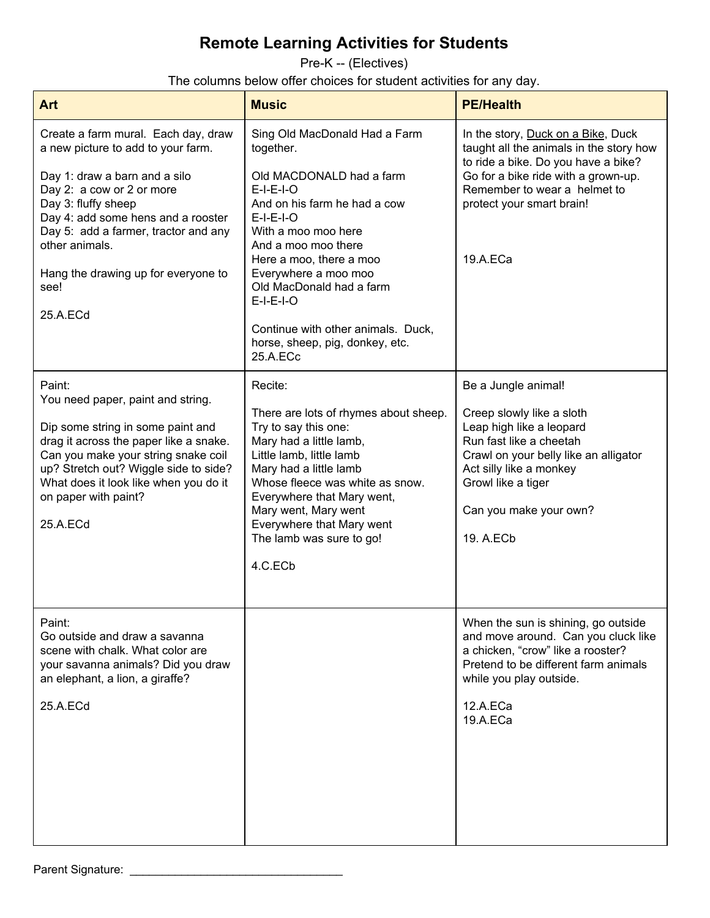# Remote Learning Activities for Students

Pre-K -- (Electives)

The columns below offer choices for student activities for any day.

| Art | Music | PE/Health |
|---|---|---|
| Create a farm mural. Each day, draw a new picture to add to your farm.<br><br>Day 1: draw a barn and a silo<br>Day 2: a cow or 2 or more<br>Day 3: fluffy sheep<br>Day 4: add some hens and a rooster<br>Day 5: add a farmer, tractor and any other animals.<br><br>Hang the drawing up for everyone to see!<br><br>25.A.ECd | Sing Old MacDonald Had a Farm together.<br><br>Old MACDONALD had a farm<br>E-I-E-I-O<br>And on his farm he had a cow<br>E-I-E-I-O<br>With a moo moo here<br>And a moo moo there<br>Here a moo, there a moo<br>Everywhere a moo moo<br>Old MacDonald had a farm<br>E-I-E-I-O<br><br>Continue with other animals. Duck, horse, sheep, pig, donkey, etc.<br>25.A.ECc | In the story, Duck on a Bike, Duck taught all the animals in the story how to ride a bike. Do you have a bike? Go for a bike ride with a grown-up. Remember to wear a helmet to protect your smart brain!<br><br>19.A.ECa |
| Paint:<br>You need paper, paint and string.<br><br>Dip some string in some paint and drag it across the paper like a snake. Can you make your string snake coil up? Stretch out? Wiggle side to side? What does it look like when you do it on paper with paint?<br><br>25.A.ECd | Recite:<br><br>There are lots of rhymes about sheep. Try to say this one:<br>Mary had a little lamb,<br>Little lamb, little lamb<br>Mary had a little lamb<br>Whose fleece was white as snow.<br>Everywhere that Mary went,<br>Mary went, Mary went<br>Everywhere that Mary went<br>The lamb was sure to go!<br><br>4.C.ECb | Be a Jungle animal!<br><br>Creep slowly like a sloth<br>Leap high like a leopard<br>Run fast like a cheetah<br>Crawl on your belly like an alligator<br>Act silly like a monkey<br>Growl like a tiger<br><br>Can you make your own?<br><br>19. A.ECb |
| Paint:<br>Go outside and draw a savanna scene with chalk. What color are your savanna animals? Did you draw an elephant, a lion, a giraffe?<br><br>25.A.ECd | | When the sun is shining, go outside and move around. Can you cluck like a chicken, "crow" like a rooster? Pretend to be different farm animals while you play outside.<br><br>12.A.ECa<br>19.A.ECa |

Parent Signature: ___________________________________